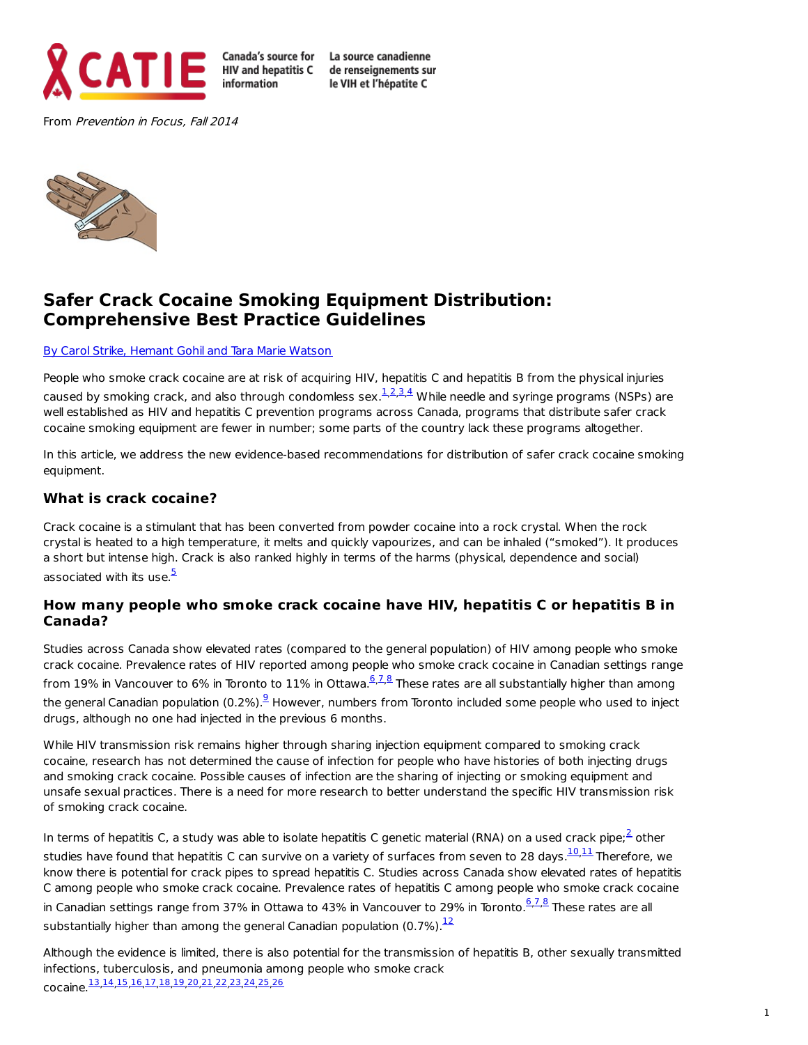Canada's source for HIV and hepatitis C information

La source canadienne de renseignements sur le VIH et l'hépatite C

From *Prevention in Focus, Fall 2014*

# Safer Crack Cocaine Smoking Equipment Distribution: Comprehensive Best Practice Guidelines

By Carol Strike, Hemant Gohil and Tara Marie Watson

People who smoke crack cocaine are at risk of acquiring HIV, hepatitis C and hepatitis B from the physical injuries caused by smoking crack, and also through condomless sex.[1,2,3,4] While needle and syringe programs (NSPs) are well established as HIV and hepatitis C prevention programs across Canada, programs that distribute safer crack cocaine smoking equipment are fewer in number; some parts of the country lack these programs altogether.

In this article, we address the new evidence-based recommendations for distribution of safer crack cocaine smoking equipment.

## What is crack cocaine?

Crack cocaine is a stimulant that has been converted from powder cocaine into a rock crystal. When the rock crystal is heated to a high temperature, it melts and quickly vapourizes, and can be inhaled ("smoked"). It produces a short but intense high. Crack is also ranked highly in terms of the harms (physical, dependence and social) associated with its use.[5]

## How many people who smoke crack cocaine have HIV, hepatitis C or hepatitis B in Canada?

Studies across Canada show elevated rates (compared to the general population) of HIV among people who smoke crack cocaine. Prevalence rates of HIV reported among people who smoke crack cocaine in Canadian settings range from 19% in Vancouver to 6% in Toronto to 11% in Ottawa.[6,7,8] These rates are all substantially higher than among the general Canadian population (0.2%).[9] However, numbers from Toronto included some people who used to inject drugs, although no one had injected in the previous 6 months.

While HIV transmission risk remains higher through sharing injection equipment compared to smoking crack cocaine, research has not determined the cause of infection for people who have histories of both injecting drugs and smoking crack cocaine. Possible causes of infection are the sharing of injecting or smoking equipment and unsafe sexual practices. There is a need for more research to better understand the specific HIV transmission risk of smoking crack cocaine.

In terms of hepatitis C, a study was able to isolate hepatitis C genetic material (RNA) on a used crack pipe;[2] other studies have found that hepatitis C can survive on a variety of surfaces from seven to 28 days.[10,11] Therefore, we know there is potential for crack pipes to spread hepatitis C. Studies across Canada show elevated rates of hepatitis C among people who smoke crack cocaine. Prevalence rates of hepatitis C among people who smoke crack cocaine in Canadian settings range from 37% in Ottawa to 43% in Vancouver to 29% in Toronto.[6,7,8] These rates are all substantially higher than among the general Canadian population (0.7%).[12]

Although the evidence is limited, there is also potential for the transmission of hepatitis B, other sexually transmitted infections, tuberculosis, and pneumonia among people who smoke crack cocaine.[13,14,15,16,17,18,19,20,21,22,23,24,25,26]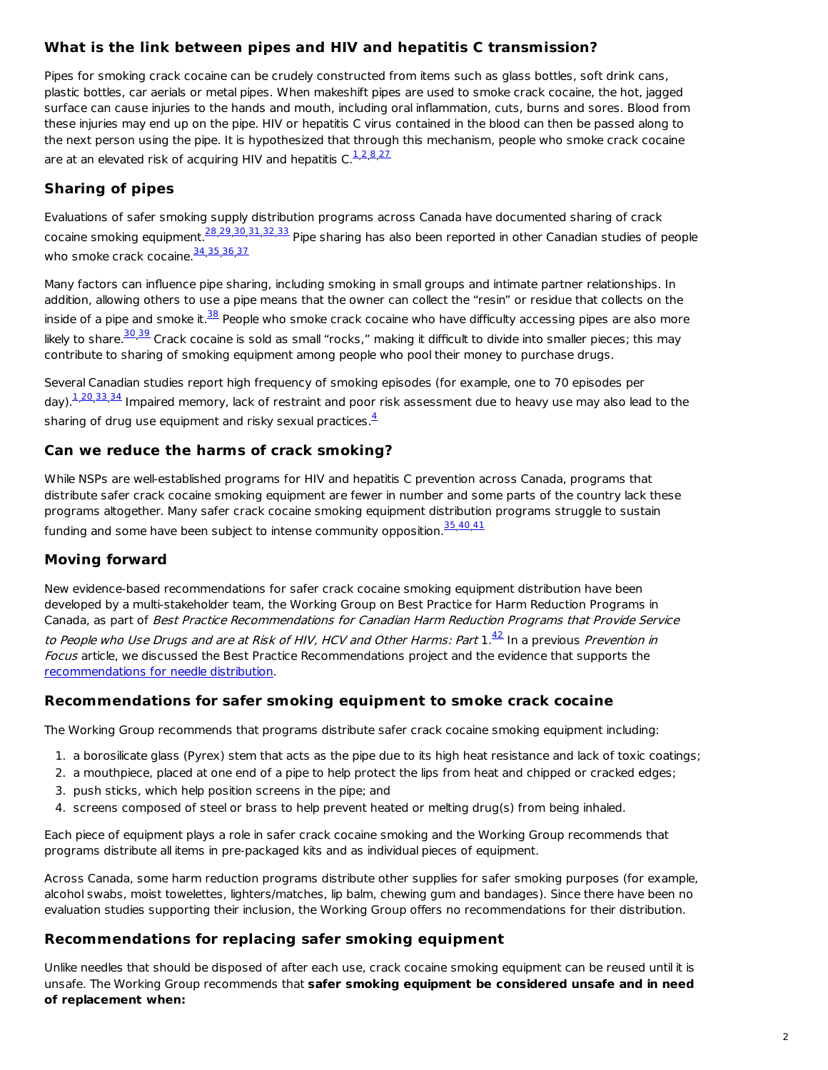## What is the link between pipes and HIV and hepatitis C transmission?

Pipes for smoking crack cocaine can be crudely constructed from items such as glass bottles, soft drink cans, plastic bottles, car aerials or metal pipes. When makeshift pipes are used to smoke crack cocaine, the hot, jagged surface can cause injuries to the hands and mouth, including oral inflammation, cuts, burns and sores. Blood from these injuries may end up on the pipe. HIV or hepatitis C virus contained in the blood can then be passed along to the next person using the pipe. It is hypothesized that through this mechanism, people who smoke crack cocaine are at an elevated risk of acquiring HIV and hepatitis C.[1,2,8,27]

## Sharing of pipes

Evaluations of safer smoking supply distribution programs across Canada have documented sharing of crack cocaine smoking equipment.[28,29,30,31,32,33] Pipe sharing has also been reported in other Canadian studies of people who smoke crack cocaine.[34,35,36,37]

Many factors can influence pipe sharing, including smoking in small groups and intimate partner relationships. In addition, allowing others to use a pipe means that the owner can collect the "resin" or residue that collects on the inside of a pipe and smoke it.[38] People who smoke crack cocaine who have difficulty accessing pipes are also more likely to share.[30,39] Crack cocaine is sold as small "rocks," making it difficult to divide into smaller pieces; this may contribute to sharing of smoking equipment among people who pool their money to purchase drugs.

Several Canadian studies report high frequency of smoking episodes (for example, one to 70 episodes per day).[1,20,33,34] Impaired memory, lack of restraint and poor risk assessment due to heavy use may also lead to the sharing of drug use equipment and risky sexual practices.[4]

## Can we reduce the harms of crack smoking?

While NSPs are well-established programs for HIV and hepatitis C prevention across Canada, programs that distribute safer crack cocaine smoking equipment are fewer in number and some parts of the country lack these programs altogether. Many safer crack cocaine smoking equipment distribution programs struggle to sustain funding and some have been subject to intense community opposition.[35,40,41]

## Moving forward

New evidence-based recommendations for safer crack cocaine smoking equipment distribution have been developed by a multi-stakeholder team, the Working Group on Best Practice for Harm Reduction Programs in Canada, as part of *Best Practice Recommendations for Canadian Harm Reduction Programs that Provide Service to People who Use Drugs and are at Risk of HIV, HCV and Other Harms: Part 1*.[42] In a previous *Prevention in Focus* article, we discussed the Best Practice Recommendations project and the evidence that supports the recommendations for needle distribution.

## Recommendations for safer smoking equipment to smoke crack cocaine

The Working Group recommends that programs distribute safer crack cocaine smoking equipment including:

1. a borosilicate glass (Pyrex) stem that acts as the pipe due to its high heat resistance and lack of toxic coatings;
2. a mouthpiece, placed at one end of a pipe to help protect the lips from heat and chipped or cracked edges;
3. push sticks, which help position screens in the pipe; and
4. screens composed of steel or brass to help prevent heated or melting drug(s) from being inhaled.

Each piece of equipment plays a role in safer crack cocaine smoking and the Working Group recommends that programs distribute all items in pre-packaged kits and as individual pieces of equipment.

Across Canada, some harm reduction programs distribute other supplies for safer smoking purposes (for example, alcohol swabs, moist towelettes, lighters/matches, lip balm, chewing gum and bandages). Since there have been no evaluation studies supporting their inclusion, the Working Group offers no recommendations for their distribution.

## Recommendations for replacing safer smoking equipment

Unlike needles that should be disposed of after each use, crack cocaine smoking equipment can be reused until it is unsafe. The Working Group recommends that **safer smoking equipment be considered unsafe and in need of replacement when:**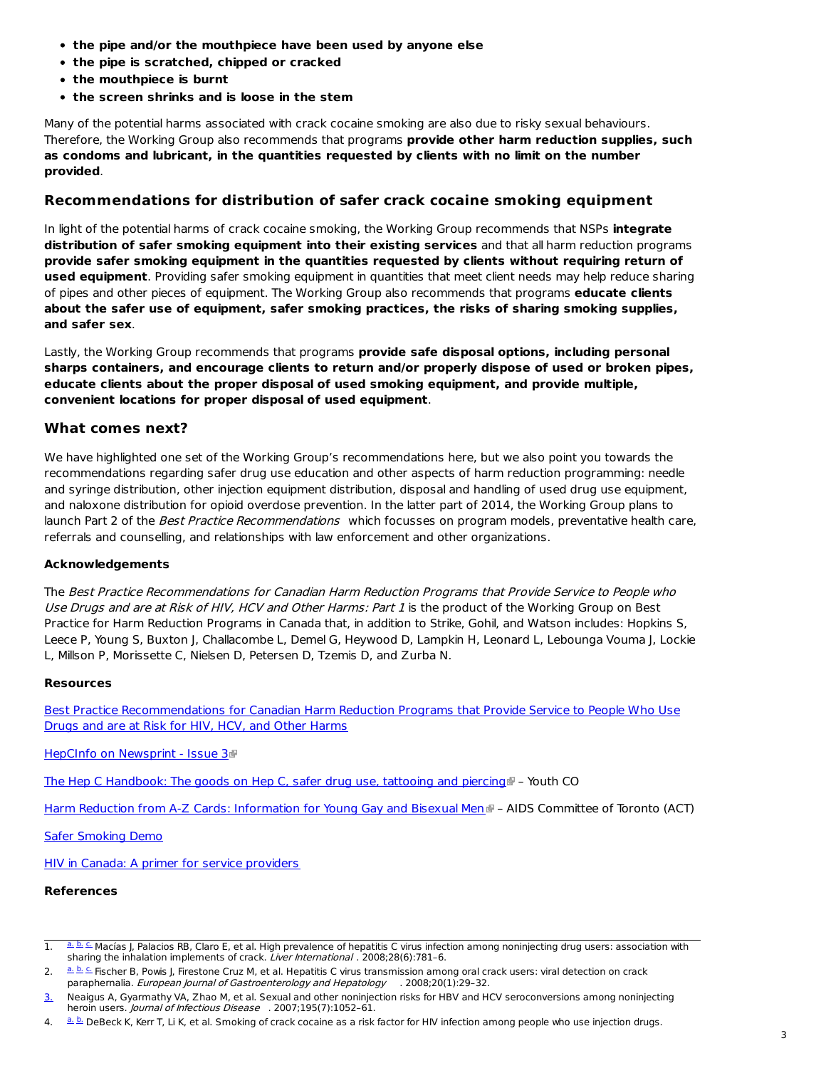- **the pipe and/or the mouthpiece have been used by anyone else**
- **the pipe is scratched, chipped or cracked**
- **the mouthpiece is burnt**
- **the screen shrinks and is loose in the stem**

Many of the potential harms associated with crack cocaine smoking are also due to risky sexual behaviours. Therefore, the Working Group also recommends that programs **provide other harm reduction supplies, such as condoms and lubricant, in the quantities requested by clients with no limit on the number provided**.

## Recommendations for distribution of safer crack cocaine smoking equipment

In light of the potential harms of crack cocaine smoking, the Working Group recommends that NSPs **integrate distribution of safer smoking equipment into their existing services** and that all harm reduction programs **provide safer smoking equipment in the quantities requested by clients without requiring return of used equipment**. Providing safer smoking equipment in quantities that meet client needs may help reduce sharing of pipes and other pieces of equipment. The Working Group also recommends that programs **educate clients about the safer use of equipment, safer smoking practices, the risks of sharing smoking supplies, and safer sex**.

Lastly, the Working Group recommends that programs **provide safe disposal options, including personal sharps containers, and encourage clients to return and/or properly dispose of used or broken pipes, educate clients about the proper disposal of used smoking equipment, and provide multiple, convenient locations for proper disposal of used equipment**.

## What comes next?

We have highlighted one set of the Working Group's recommendations here, but we also point you towards the recommendations regarding safer drug use education and other aspects of harm reduction programming: needle and syringe distribution, other injection equipment distribution, disposal and handling of used drug use equipment, and naloxone distribution for opioid overdose prevention. In the latter part of 2014, the Working Group plans to launch Part 2 of the *Best Practice Recommendations* which focusses on program models, preventative health care, referrals and counselling, and relationships with law enforcement and other organizations.

### Acknowledgements

The *Best Practice Recommendations for Canadian Harm Reduction Programs that Provide Service to People who Use Drugs and are at Risk of HIV, HCV and Other Harms: Part 1* is the product of the Working Group on Best Practice for Harm Reduction Programs in Canada that, in addition to Strike, Gohil, and Watson includes: Hopkins S, Leece P, Young S, Buxton J, Challacombe L, Demel G, Heywood D, Lampkin H, Leonard L, Lebounga Vouma J, Lockie L, Millson P, Morissette C, Nielsen D, Petersen D, Tzemis D, and Zurba N.

### Resources

Best Practice Recommendations for Canadian Harm Reduction Programs that Provide Service to People Who Use Drugs and are at Risk for HIV, HCV, and Other Harms

HepCInfo on Newsprint - Issue 3

The Hep C Handbook: The goods on Hep C, safer drug use, tattooing and piercing – Youth CO

Harm Reduction from A-Z Cards: Information for Young Gay and Bisexual Men – AIDS Committee of Toronto (ACT)

Safer Smoking Demo

HIV in Canada: A primer for service providers

### References

1. a. b. c. Macías J, Palacios RB, Claro E, et al. High prevalence of hepatitis C virus infection among noninjecting drug users: association with sharing the inhalation implements of crack. *Liver International*. 2008;28(6):781–6.
2. a. b. c. Fischer B, Powis J, Firestone Cruz M, et al. Hepatitis C virus transmission among oral crack users: viral detection on crack paraphernalia. *European Journal of Gastroenterology and Hepatology*. 2008;20(1):29–32.
3. Neaigus A, Gyarmathy VA, Zhao M, et al. Sexual and other noninjection risks for HBV and HCV seroconversions among noninjecting heroin users. *Journal of Infectious Disease*. 2007;195(7):1052–61.
4. a. b. DeBeck K, Kerr T, Li K, et al. Smoking of crack cocaine as a risk factor for HIV infection among people who use injection drugs.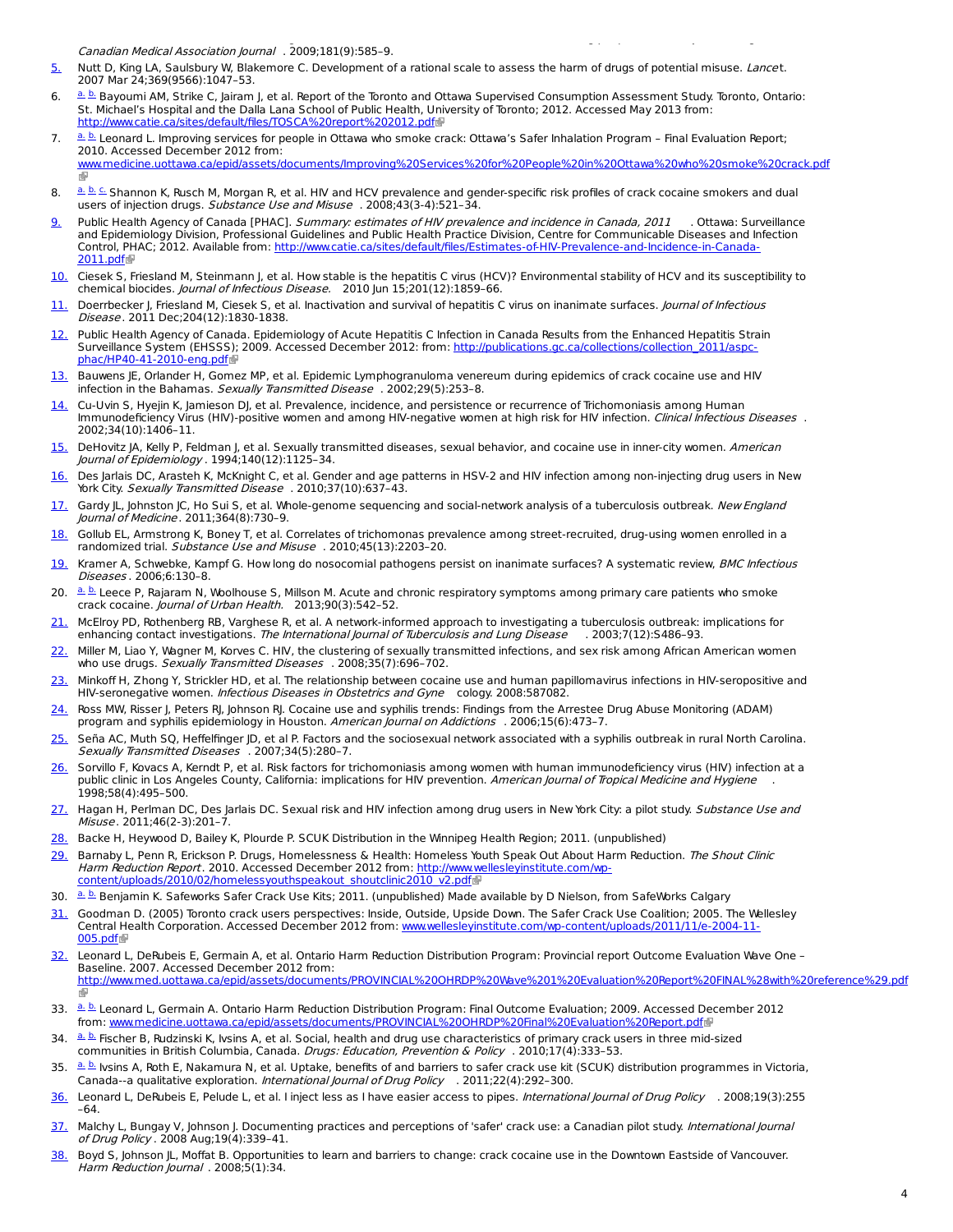*Canadian Medical Association Journal*. 2009;181(9):585–9.

5. Nutt D, King LA, Saulsbury W, Blakemore C. Development of a rational scale to assess the harm of drugs of potential misuse. *Lancet*. 2007 Mar 24;369(9566):1047–53.
6. a. b. Bayoumi AM, Strike C, Jairam J, et al. Report of the Toronto and Ottawa Supervised Consumption Assessment Study. Toronto, Ontario: St. Michael's Hospital and the Dalla Lana School of Public Health, University of Toronto; 2012. Accessed May 2013 from: http://www.catie.ca/sites/default/files/TOSCA%20report%202012.pdf
7. a. b. Leonard L. Improving services for people in Ottawa who smoke crack: Ottawa's Safer Inhalation Program – Final Evaluation Report; 2010. Accessed December 2012 from: www.medicine.uottawa.ca/epid/assets/documents/Improving%20Services%20for%20People%20in%20Ottawa%20who%20smoke%20crack.pdf
8. a. b. c. Shannon K, Rusch M, Morgan R, et al. HIV and HCV prevalence and gender-specific risk profiles of crack cocaine smokers and dual users of injection drugs. *Substance Use and Misuse*. 2008;43(3-4):521–34.
9. Public Health Agency of Canada [PHAC]. *Summary: estimates of HIV prevalence and incidence in Canada, 2011*. Ottawa: Surveillance and Epidemiology Division, Professional Guidelines and Public Health Practice Division, Centre for Communicable Diseases and Infection Control, PHAC; 2012. Available from: http://www.catie.ca/sites/default/files/Estimates-of-HIV-Prevalence-and-Incidence-in-Canada-2011.pdf
10. Ciesek S, Friesland M, Steinmann J, et al. How stable is the hepatitis C virus (HCV)? Environmental stability of HCV and its susceptibility to chemical biocides. *Journal of Infectious Disease*. 2010 Jun 15;201(12):1859–66.
11. Doerrbecker J, Friesland M, Ciesek S, et al. Inactivation and survival of hepatitis C virus on inanimate surfaces. *Journal of Infectious Disease*. 2011 Dec;204(12):1830-1838.
12. Public Health Agency of Canada. Epidemiology of Acute Hepatitis C Infection in Canada Results from the Enhanced Hepatitis Strain Surveillance System (EHSSS); 2009. Accessed December 2012: from: http://publications.gc.ca/collections/collection_2011/aspc-phac/HP40-41-2010-eng.pdf
13. Bauwens JE, Orlander H, Gomez MP, et al. Epidemic Lymphogranuloma venereum during epidemics of crack cocaine use and HIV infection in the Bahamas. *Sexually Transmitted Disease*. 2002;29(5):253–8.
14. Cu-Uvin S, Hyejin K, Jamieson DJ, et al. Prevalence, incidence, and persistence or recurrence of Trichomoniasis among Human Immunodeficiency Virus (HIV)-positive women and among HIV-negative women at high risk for HIV infection. *Clinical Infectious Diseases*. 2002;34(10):1406–11.
15. DeHovitz JA, Kelly P, Feldman J, et al. Sexually transmitted diseases, sexual behavior, and cocaine use in inner-city women. *American Journal of Epidemiology*. 1994;140(12):1125–34.
16. Des Jarlais DC, Arasteh K, McKnight C, et al. Gender and age patterns in HSV-2 and HIV infection among non-injecting drug users in New York City. *Sexually Transmitted Disease*. 2010;37(10):637–43.
17. Gardy JL, Johnston JC, Ho Sui S, et al. Whole-genome sequencing and social-network analysis of a tuberculosis outbreak. *New England Journal of Medicine*. 2011;364(8):730–9.
18. Gollub EL, Armstrong K, Boney T, et al. Correlates of trichomonas prevalence among street-recruited, drug-using women enrolled in a randomized trial. *Substance Use and Misuse*. 2010;45(13):2203–20.
19. Kramer A, Schwebke, Kampf G. How long do nosocomial pathogens persist on inanimate surfaces? A systematic review, *BMC Infectious Diseases*. 2006;6:130–8.
20. a. b. Leece P, Rajaram N, Woolhouse S, Millson M. Acute and chronic respiratory symptoms among primary care patients who smoke crack cocaine. *Journal of Urban Health*. 2013;90(3):542–52.
21. McElroy PD, Rothenberg RB, Varghese R, et al. A network-informed approach to investigating a tuberculosis outbreak: implications for enhancing contact investigations. *The International Journal of Tuberculosis and Lung Disease*. 2003;7(12):S486–93.
22. Miller M, Liao Y, Wagner M, Korves C. HIV, the clustering of sexually transmitted infections, and sex risk among African American women who use drugs. *Sexually Transmitted Diseases*. 2008;35(7):696–702.
23. Minkoff H, Zhong Y, Strickler HD, et al. The relationship between cocaine use and human papillomavirus infections in HIV-seropositive and HIV-seronegative women. *Infectious Diseases in Obstetrics and Gynecology*. 2008:587082.
24. Ross MW, Risser J, Peters RJ, Johnson RJ. Cocaine use and syphilis trends: Findings from the Arrestee Drug Abuse Monitoring (ADAM) program and syphilis epidemiology in Houston. *American Journal on Addictions*. 2006;15(6):473–7.
25. Seña AC, Muth SQ, Heffelfinger JD, et al P. Factors and the sociosexual network associated with a syphilis outbreak in rural North Carolina. *Sexually Transmitted Diseases*. 2007;34(5):280–7.
26. Sorvillo F, Kovacs A, Kerndt P, et al. Risk factors for trichomoniasis among women with human immunodeficiency virus (HIV) infection at a public clinic in Los Angeles County, California: implications for HIV prevention. *American Journal of Tropical Medicine and Hygiene*. 1998;58(4):495–500.
27. Hagan H, Perlman DC, Des Jarlais DC. Sexual risk and HIV infection among drug users in New York City: a pilot study. *Substance Use and Misuse*. 2011;46(2-3):201–7.
28. Backe H, Heywood D, Bailey K, Plourde P. SCUK Distribution in the Winnipeg Health Region; 2011. (unpublished)
29. Barnaby L, Penn R, Erickson P. Drugs, Homelessness & Health: Homeless Youth Speak Out About Harm Reduction. *The Shout Clinic Harm Reduction Report*. 2010. Accessed December 2012 from: http://www.wellesleyinstitute.com/wp-content/uploads/2010/02/homelessyouthspeakout_shoutclinic2010_v2.pdf
30. a. b. Benjamin K. Safeworks Safer Crack Use Kits; 2011. (unpublished) Made available by D Nielson, from SafeWorks Calgary
31. Goodman D. (2005) Toronto crack users perspectives: Inside, Outside, Upside Down. The Safer Crack Use Coalition; 2005. The Wellesley Central Health Corporation. Accessed December 2012 from: www.wellesleyinstitute.com/wp-content/uploads/2011/11/e-2004-11-005.pdf
32. Leonard L, DeRubeis E, Germain A, et al. Ontario Harm Reduction Distribution Program: Provincial report Outcome Evaluation Wave One – Baseline. 2007. Accessed December 2012 from: http://www.med.uottawa.ca/epid/assets/documents/PROVINCIAL%20OHRDP%20Wave%201%20Evaluation%20Report%20FINAL%28with%20reference%29.pdf
33. a. b. Leonard L, Germain A. Ontario Harm Reduction Distribution Program: Final Outcome Evaluation; 2009. Accessed December 2012 from: www.medicine.uottawa.ca/epid/assets/documents/PROVINCIAL%20OHRDP%20Final%20Evaluation%20Report.pdf
34. a. b. Fischer B, Rudzinski K, Ivsins A, et al. Social, health and drug use characteristics of primary crack users in three mid-sized communities in British Columbia, Canada. *Drugs: Education, Prevention & Policy*. 2010;17(4):333–53.
35. a. b. Ivsins A, Roth E, Nakamura N, et al. Uptake, benefits of and barriers to safer crack use kit (SCUK) distribution programmes in Victoria, Canada--a qualitative exploration. *International Journal of Drug Policy*. 2011;22(4):292–300.
36. Leonard L, DeRubeis E, Pelude L, et al. I inject less as I have easier access to pipes. *International Journal of Drug Policy*. 2008;19(3):255–64.
37. Malchy L, Bungay V, Johnson J. Documenting practices and perceptions of 'safer' crack use: a Canadian pilot study. *International Journal of Drug Policy*. 2008 Aug;19(4):339–41.
38. Boyd S, Johnson JL, Moffat B. Opportunities to learn and barriers to change: crack cocaine use in the Downtown Eastside of Vancouver. *Harm Reduction Journal*. 2008;5(1):34.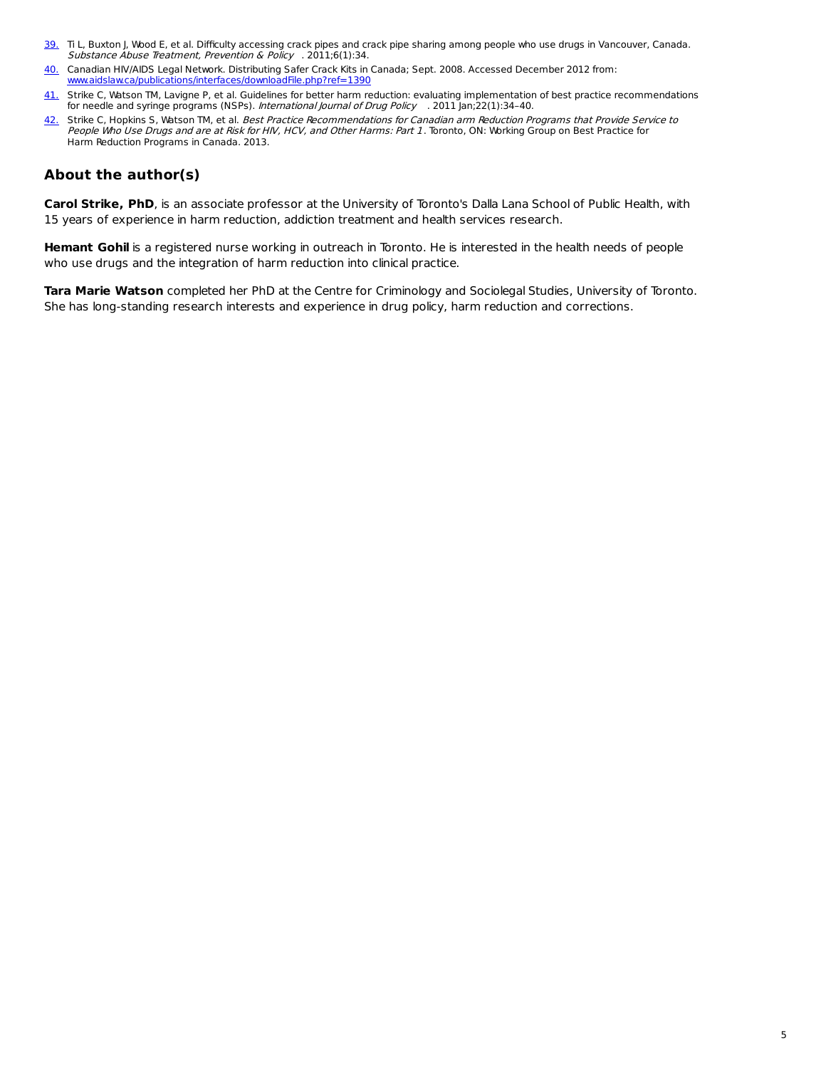39. Ti L, Buxton J, Wood E, et al. Difficulty accessing crack pipes and crack pipe sharing among people who use drugs in Vancouver, Canada. *Substance Abuse Treatment, Prevention & Policy*. 2011;6(1):34.
40. Canadian HIV/AIDS Legal Network. Distributing Safer Crack Kits in Canada; Sept. 2008. Accessed December 2012 from: www.aidslaw.ca/publications/interfaces/downloadFile.php?ref=1390
41. Strike C, Watson TM, Lavigne P, et al. Guidelines for better harm reduction: evaluating implementation of best practice recommendations for needle and syringe programs (NSPs). *International Journal of Drug Policy*. 2011 Jan;22(1):34–40.
42. Strike C, Hopkins S, Watson TM, et al. *Best Practice Recommendations for Canadian arm Reduction Programs that Provide Service to People Who Use Drugs and are at Risk for HIV, HCV, and Other Harms: Part 1*. Toronto, ON: Working Group on Best Practice for Harm Reduction Programs in Canada. 2013.

## About the author(s)

**Carol Strike, PhD**, is an associate professor at the University of Toronto's Dalla Lana School of Public Health, with 15 years of experience in harm reduction, addiction treatment and health services research.

**Hemant Gohil** is a registered nurse working in outreach in Toronto. He is interested in the health needs of people who use drugs and the integration of harm reduction into clinical practice.

**Tara Marie Watson** completed her PhD at the Centre for Criminology and Sociolegal Studies, University of Toronto. She has long-standing research interests and experience in drug policy, harm reduction and corrections.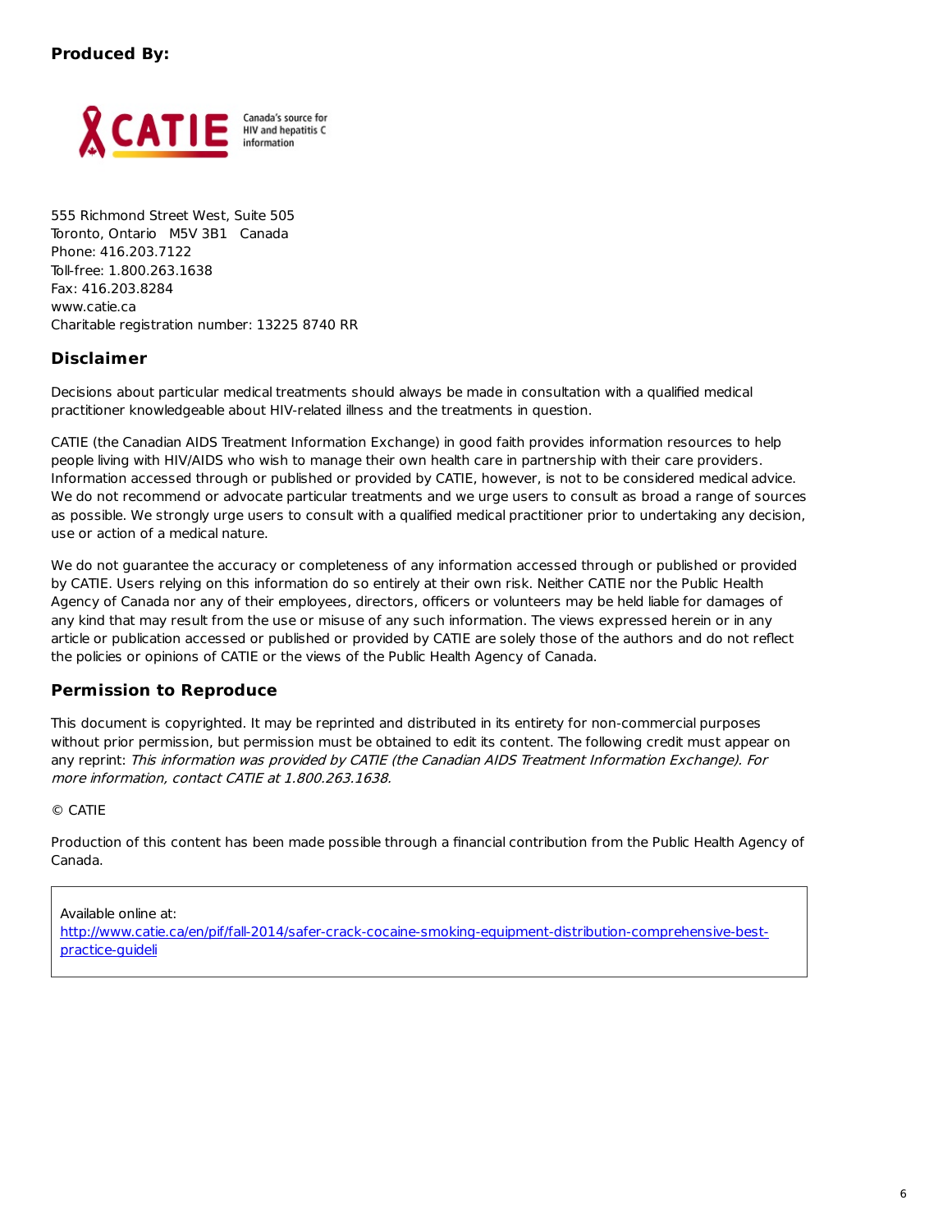**Produced By:**

CATIE
Canada's source for HIV and hepatitis C information

555 Richmond Street West, Suite 505
Toronto, Ontario M5V 3B1 Canada
Phone: 416.203.7122
Toll-free: 1.800.263.1638
Fax: 416.203.8284
www.catie.ca
Charitable registration number: 13225 8740 RR

## Disclaimer

Decisions about particular medical treatments should always be made in consultation with a qualified medical practitioner knowledgeable about HIV-related illness and the treatments in question.

CATIE (the Canadian AIDS Treatment Information Exchange) in good faith provides information resources to help people living with HIV/AIDS who wish to manage their own health care in partnership with their care providers. Information accessed through or published or provided by CATIE, however, is not to be considered medical advice. We do not recommend or advocate particular treatments and we urge users to consult as broad a range of sources as possible. We strongly urge users to consult with a qualified medical practitioner prior to undertaking any decision, use or action of a medical nature.

We do not guarantee the accuracy or completeness of any information accessed through or published or provided by CATIE. Users relying on this information do so entirely at their own risk. Neither CATIE nor the Public Health Agency of Canada nor any of their employees, directors, officers or volunteers may be held liable for damages of any kind that may result from the use or misuse of any such information. The views expressed herein or in any article or publication accessed or published or provided by CATIE are solely those of the authors and do not reflect the policies or opinions of CATIE or the views of the Public Health Agency of Canada.

## Permission to Reproduce

This document is copyrighted. It may be reprinted and distributed in its entirety for non-commercial purposes without prior permission, but permission must be obtained to edit its content. The following credit must appear on any reprint: *This information was provided by CATIE (the Canadian AIDS Treatment Information Exchange). For more information, contact CATIE at 1.800.263.1638.*

© CATIE

Production of this content has been made possible through a financial contribution from the Public Health Agency of Canada.

Available online at:
http://www.catie.ca/en/pif/fall-2014/safer-crack-cocaine-smoking-equipment-distribution-comprehensive-best-practice-guideli